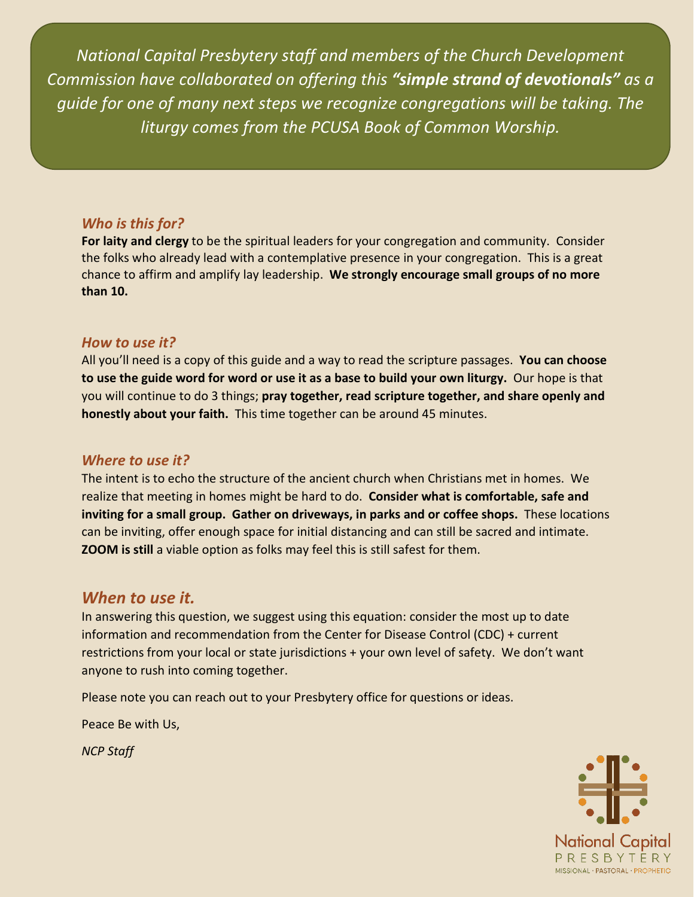*National Capital Presbytery staff and members of the Church Development Commission have collaborated on offering this **"simple strand of devotionals"** as a guide for one of many next steps we recognize congregations will be taking. The liturgy comes from the PCUSA Book of Common Worship.*

### *Who is this for?*

**For laity and clergy** to be the spiritual leaders for your congregation and community. Consider the folks who already lead with a contemplative presence in your congregation. This is a great chance to affirm and amplify lay leadership. **We strongly encourage small groups of no more than 10.**

### *How to use it?*

All you'll need is a copy of this guide and a way to read the scripture passages. **You can choose to use the guide word for word or use it as a base to build your own liturgy.** Our hope is that you will continue to do 3 things; **pray together, read scripture together, and share openly and honestly about your faith.** This time together can be around 45 minutes.

### *Where to use it?*

The intent is to echo the structure of the ancient church when Christians met in homes. We realize that meeting in homes might be hard to do. **Consider what is comfortable, safe and inviting for a small group. Gather on driveways, in parks and or coffee shops.** These locations can be inviting, offer enough space for initial distancing and can still be sacred and intimate. **ZOOM is still** a viable option as folks may feel this is still safest for them.

## *When to use it.*

In answering this question, we suggest using this equation: consider the most up to date information and recommendation from the Center for Disease Control (CDC) + current restrictions from your local or state jurisdictions + your own level of safety. We don't want anyone to rush into coming together.

Please note you can reach out to your Presbytery office for questions or ideas.

Peace Be with Us,

*NCP Staff*

National Capital
PRESBYTERY
MISSIONAL · PASTORAL · PROPHETIC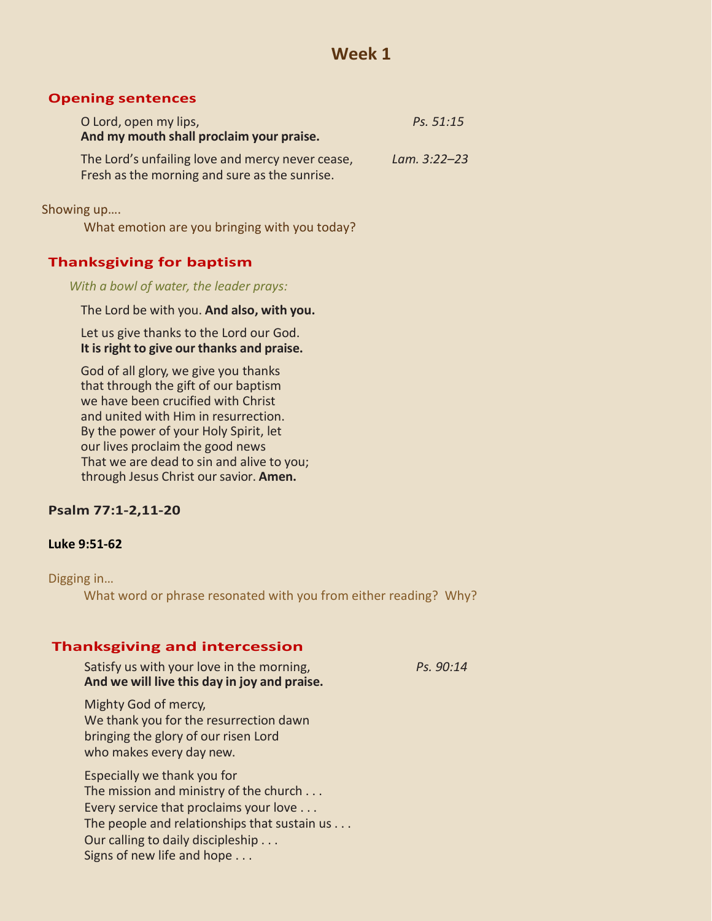# Week 1

## Opening sentences

O Lord, open my lips, *Ps. 51:15*
**And my mouth shall proclaim your praise.**

The Lord's unfailing love and mercy never cease, *Lam. 3:22–23*
Fresh as the morning and sure as the sunrise.

Showing up….

What emotion are you bringing with you today?

## Thanksgiving for baptism

*With a bowl of water, the leader prays:*

The Lord be with you. **And also, with you.**

Let us give thanks to the Lord our God.
**It is right to give our thanks and praise.**

God of all glory, we give you thanks
that through the gift of our baptism
we have been crucified with Christ
and united with Him in resurrection.
By the power of your Holy Spirit, let
our lives proclaim the good news
That we are dead to sin and alive to you;
through Jesus Christ our savior. **Amen.**

**Psalm 77:1-2,11-20**

**Luke 9:51-62**

Digging in…

What word or phrase resonated with you from either reading? Why?

## Thanksgiving and intercession

Satisfy us with your love in the morning, *Ps. 90:14*
**And we will live this day in joy and praise.**

Mighty God of mercy,
We thank you for the resurrection dawn
bringing the glory of our risen Lord
who makes every day new.

Especially we thank you for
The mission and ministry of the church . . .
Every service that proclaims your love . . .
The people and relationships that sustain us . . .
Our calling to daily discipleship . . .
Signs of new life and hope . . .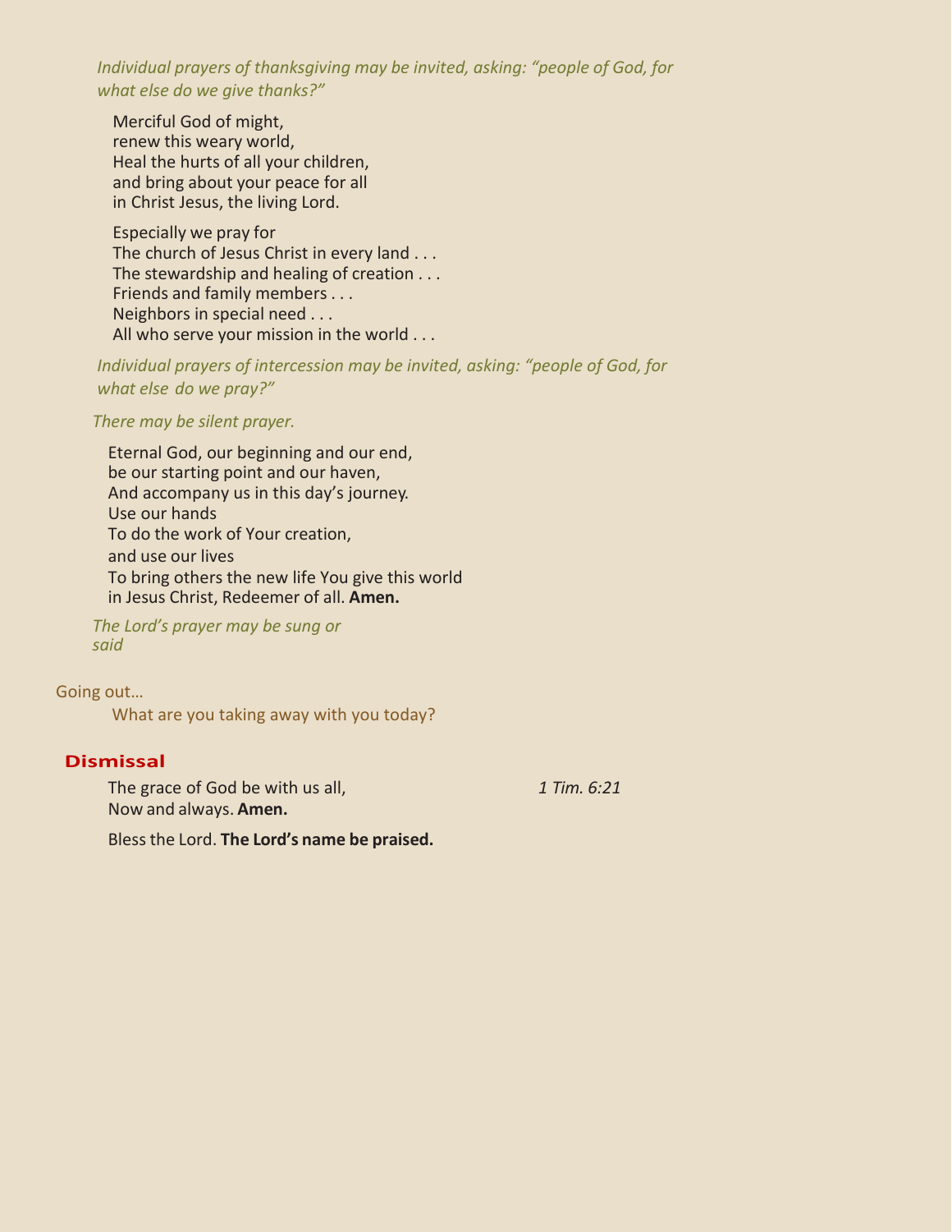*Individual prayers of thanksgiving may be invited, asking: "people of God, for what else do we give thanks?"*

Merciful God of might,
renew this weary world,
Heal the hurts of all your children,
and bring about your peace for all
in Christ Jesus, the living Lord.

Especially we pray for
The church of Jesus Christ in every land . . .
The stewardship and healing of creation . . .
Friends and family members . . .
Neighbors in special need . . .
All who serve your mission in the world . . .

*Individual prayers of intercession may be invited, asking: "people of God, for what else do we pray?"*

*There may be silent prayer.*

Eternal God, our beginning and our end,
be our starting point and our haven,
And accompany us in this day's journey.
Use our hands
To do the work of Your creation,
and use our lives
To bring others the new life You give this world
in Jesus Christ, Redeemer of all. **Amen.**

*The Lord's prayer may be sung or said*

Going out…

What are you taking away with you today?

## Dismissal

The grace of God be with us all, *1 Tim. 6:21*
Now and always. **Amen.**

Bless the Lord. **The Lord's name be praised.**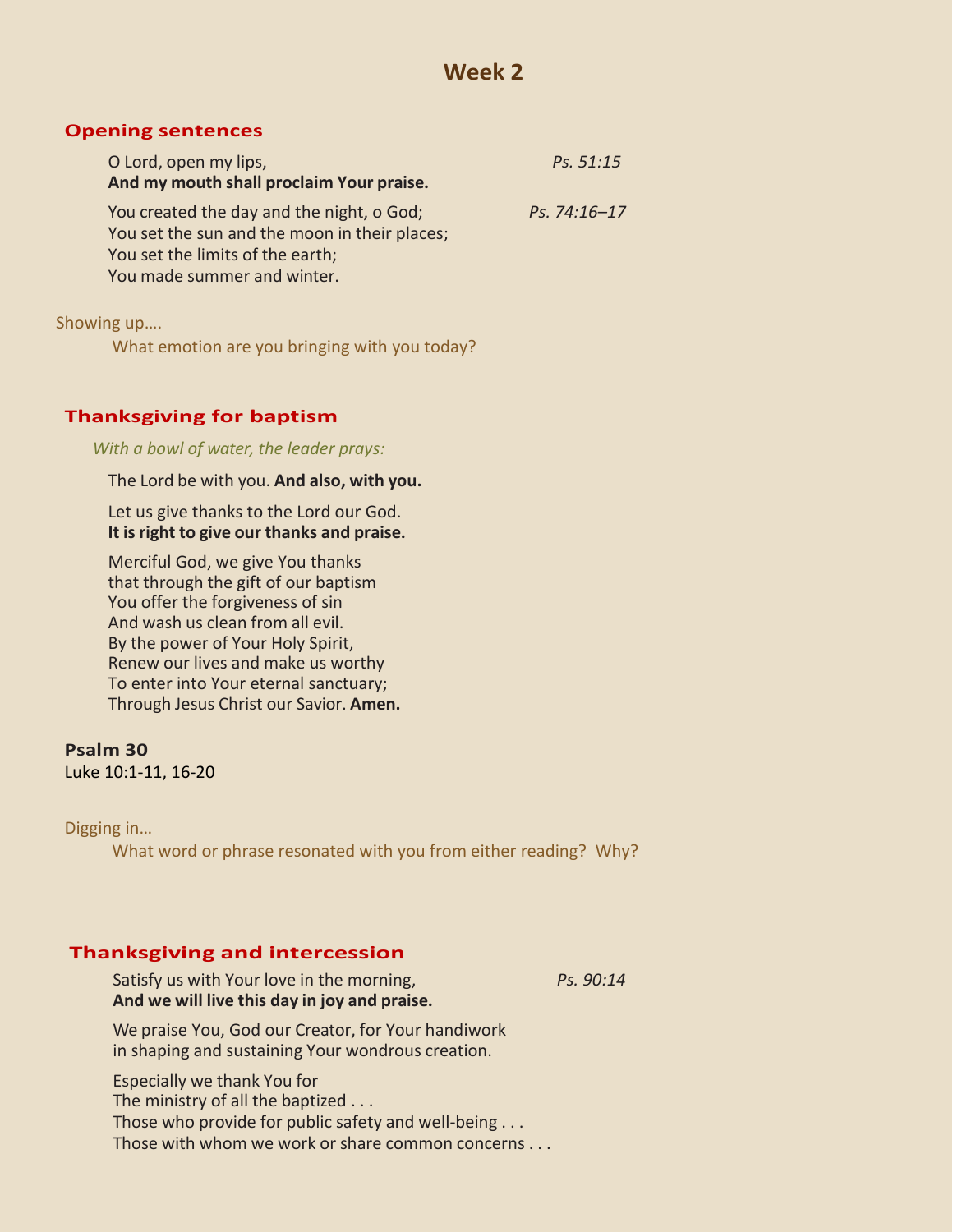# Week 2

## Opening sentences

O Lord, open my lips, *Ps. 51:15*
**And my mouth shall proclaim Your praise.**

You created the day and the night, o God; *Ps. 74:16–17*
You set the sun and the moon in their places;
You set the limits of the earth;
You made summer and winter.

Showing up….

What emotion are you bringing with you today?

## Thanksgiving for baptism

*With a bowl of water, the leader prays:*

The Lord be with you. **And also, with you.**

Let us give thanks to the Lord our God.
**It is right to give our thanks and praise.**

Merciful God, we give You thanks
that through the gift of our baptism
You offer the forgiveness of sin
And wash us clean from all evil.
By the power of Your Holy Spirit,
Renew our lives and make us worthy
To enter into Your eternal sanctuary;
Through Jesus Christ our Savior. **Amen.**

**Psalm 30**
Luke 10:1-11, 16-20

Digging in…

What word or phrase resonated with you from either reading? Why?

## Thanksgiving and intercession

Satisfy us with Your love in the morning, *Ps. 90:14*
**And we will live this day in joy and praise.**

We praise You, God our Creator, for Your handiwork
in shaping and sustaining Your wondrous creation.

Especially we thank You for
The ministry of all the baptized . . .
Those who provide for public safety and well-being . . .
Those with whom we work or share common concerns . . .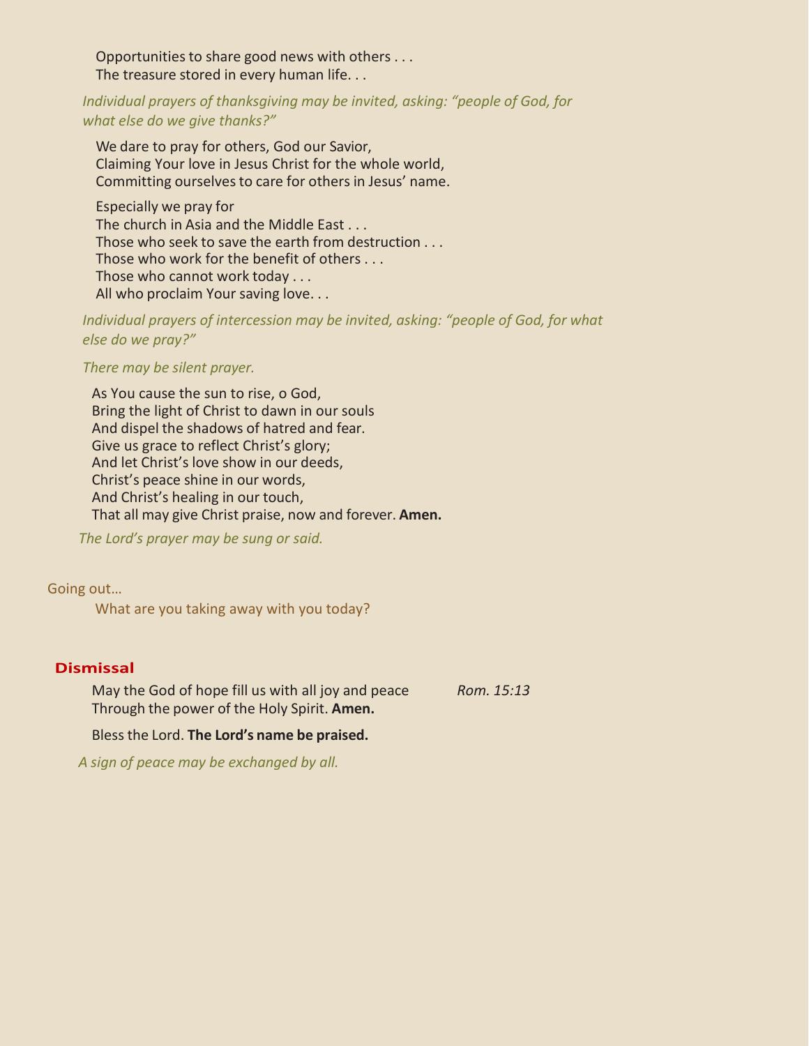Opportunities to share good news with others . . .  
The treasure stored in every human life. . .

*Individual prayers of thanksgiving may be invited, asking: "people of God, for what else do we give thanks?"*

We dare to pray for others, God our Savior,  
Claiming Your love in Jesus Christ for the whole world,  
Committing ourselves to care for others in Jesus' name.

Especially we pray for  
The church in Asia and the Middle East . . .  
Those who seek to save the earth from destruction . . .  
Those who work for the benefit of others . . .  
Those who cannot work today . . .  
All who proclaim Your saving love. . .

*Individual prayers of intercession may be invited, asking: "people of God, for what else do we pray?"*

*There may be silent prayer.*

As You cause the sun to rise, o God,  
Bring the light of Christ to dawn in our souls  
And dispel the shadows of hatred and fear.  
Give us grace to reflect Christ's glory;  
And let Christ's love show in our deeds,  
Christ's peace shine in our words,  
And Christ's healing in our touch,  
That all may give Christ praise, now and forever. **Amen.**

*The Lord's prayer may be sung or said.*

Going out…

What are you taking away with you today?

## Dismissal

May the God of hope fill us with all joy and peace *Rom. 15:13*  
Through the power of the Holy Spirit. **Amen.**

Bless the Lord. **The Lord's name be praised.**

*A sign of peace may be exchanged by all.*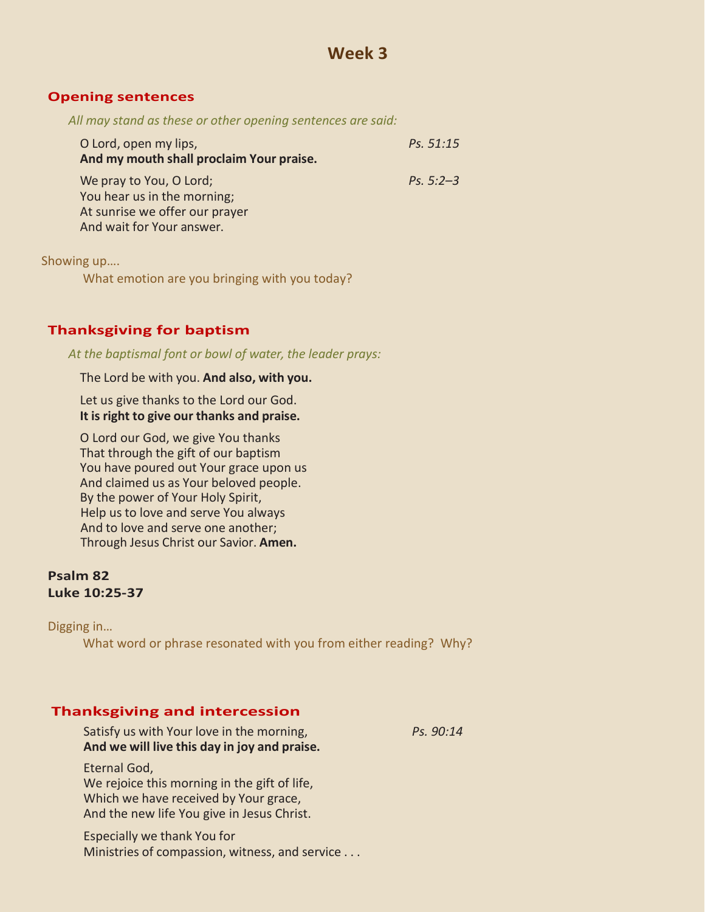# Week 3

## Opening sentences

*All may stand as these or other opening sentences are said:*

O Lord, open my lips, *Ps. 51:15*
**And my mouth shall proclaim Your praise.**

We pray to You, O Lord; *Ps. 5:2–3*
You hear us in the morning;
At sunrise we offer our prayer
And wait for Your answer.

Showing up….

What emotion are you bringing with you today?

## Thanksgiving for baptism

*At the baptismal font or bowl of water, the leader prays:*

The Lord be with you. **And also, with you.**

Let us give thanks to the Lord our God.
**It is right to give our thanks and praise.**

O Lord our God, we give You thanks
That through the gift of our baptism
You have poured out Your grace upon us
And claimed us as Your beloved people.
By the power of Your Holy Spirit,
Help us to love and serve You always
And to love and serve one another;
Through Jesus Christ our Savior. **Amen.**

**Psalm 82**
**Luke 10:25-37**

Digging in…

What word or phrase resonated with you from either reading? Why?

## Thanksgiving and intercession

Satisfy us with Your love in the morning, *Ps. 90:14*
**And we will live this day in joy and praise.**

Eternal God,
We rejoice this morning in the gift of life,
Which we have received by Your grace,
And the new life You give in Jesus Christ.

Especially we thank You for
Ministries of compassion, witness, and service . . .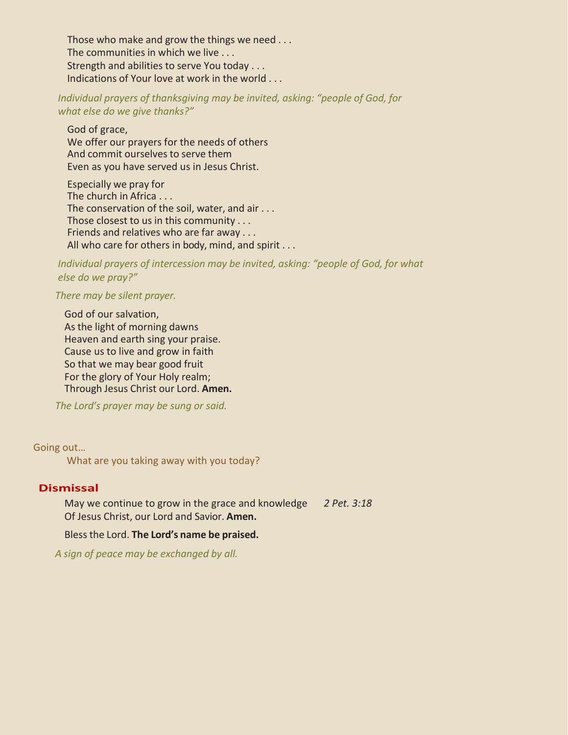Those who make and grow the things we need . . .
The communities in which we live . . .
Strength and abilities to serve You today . . .
Indications of Your love at work in the world . . .

*Individual prayers of thanksgiving may be invited, asking: "people of God, for what else do we give thanks?"*

God of grace,
We offer our prayers for the needs of others
And commit ourselves to serve them
Even as you have served us in Jesus Christ.

Especially we pray for
The church in Africa . . .
The conservation of the soil, water, and air . . .
Those closest to us in this community . . .
Friends and relatives who are far away . . .
All who care for others in body, mind, and spirit . . .

*Individual prayers of intercession may be invited, asking: "people of God, for what else do we pray?"*

*There may be silent prayer.*

God of our salvation,
As the light of morning dawns
Heaven and earth sing your praise.
Cause us to live and grow in faith
So that we may bear good fruit
For the glory of Your Holy realm;
Through Jesus Christ our Lord. **Amen.**

*The Lord's prayer may be sung or said.*

Going out…

What are you taking away with you today?

## Dismissal

May we continue to grow in the grace and knowledge Of Jesus Christ, our Lord and Savior. **Amen.** *2 Pet. 3:18*

Bless the Lord. **The Lord's name be praised.**

*A sign of peace may be exchanged by all.*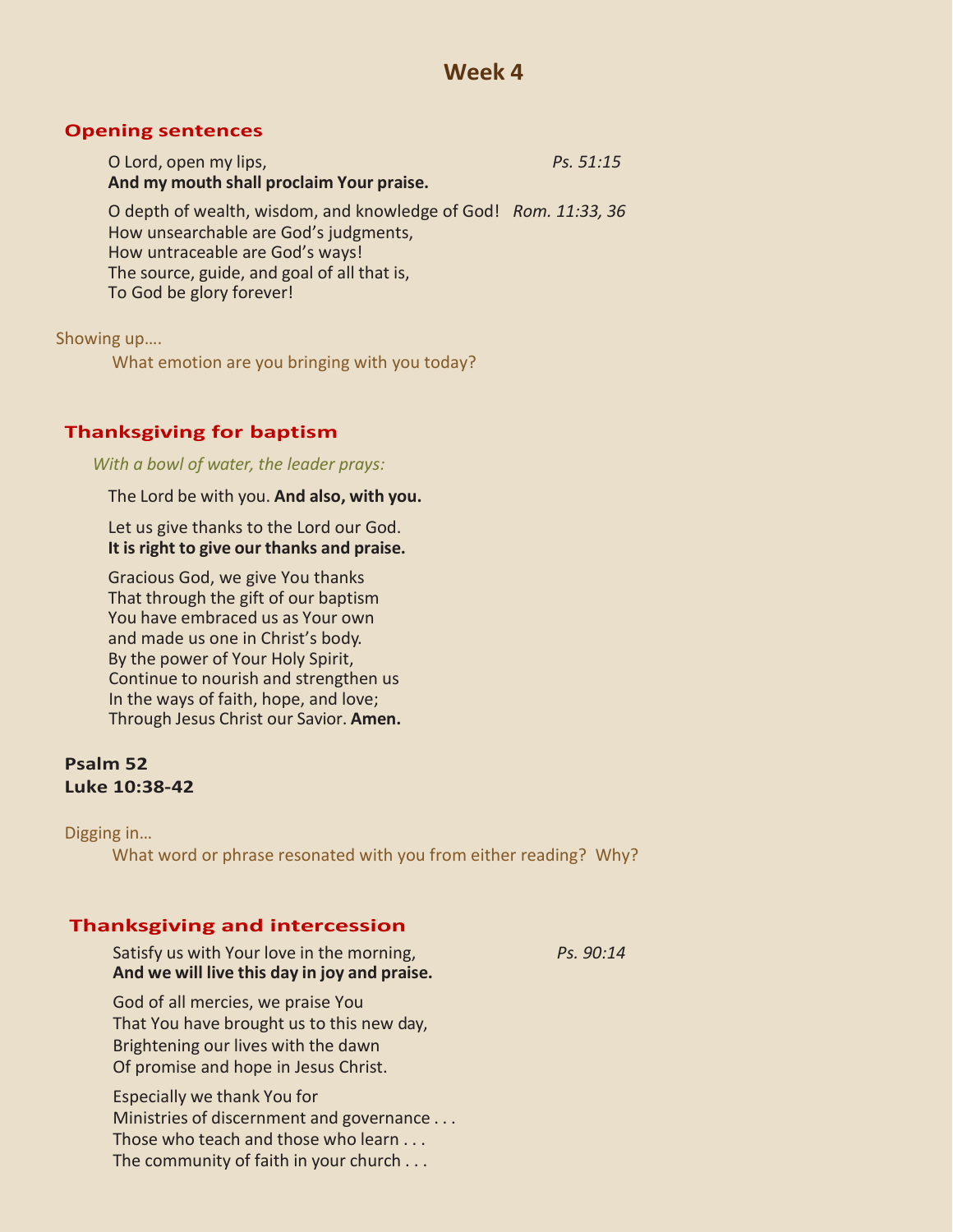# Week 4

## Opening sentences

O Lord, open my lips, *Ps. 51:15*
**And my mouth shall proclaim Your praise.**

O depth of wealth, wisdom, and knowledge of God! *Rom. 11:33, 36*
How unsearchable are God's judgments,
How untraceable are God's ways!
The source, guide, and goal of all that is,
To God be glory forever!

Showing up….

What emotion are you bringing with you today?

## Thanksgiving for baptism

*With a bowl of water, the leader prays:*

The Lord be with you. **And also, with you.**

Let us give thanks to the Lord our God.
**It is right to give our thanks and praise.**

Gracious God, we give You thanks
That through the gift of our baptism
You have embraced us as Your own
and made us one in Christ's body.
By the power of Your Holy Spirit,
Continue to nourish and strengthen us
In the ways of faith, hope, and love;
Through Jesus Christ our Savior. **Amen.**

**Psalm 52**
**Luke 10:38-42**

Digging in…

What word or phrase resonated with you from either reading? Why?

## Thanksgiving and intercession

Satisfy us with Your love in the morning, *Ps. 90:14*
**And we will live this day in joy and praise.**

God of all mercies, we praise You
That You have brought us to this new day,
Brightening our lives with the dawn
Of promise and hope in Jesus Christ.

Especially we thank You for
Ministries of discernment and governance . . .
Those who teach and those who learn . . .
The community of faith in your church . . .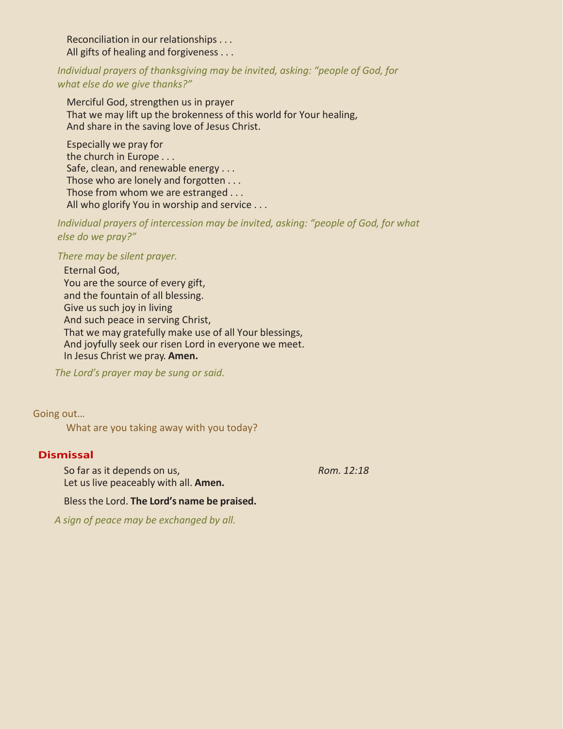Reconciliation in our relationships . . .
All gifts of healing and forgiveness . . .

*Individual prayers of thanksgiving may be invited, asking: "people of God, for what else do we give thanks?"*

Merciful God, strengthen us in prayer
That we may lift up the brokenness of this world for Your healing,
And share in the saving love of Jesus Christ.

Especially we pray for
the church in Europe . . .
Safe, clean, and renewable energy . . .
Those who are lonely and forgotten . . .
Those from whom we are estranged . . .
All who glorify You in worship and service . . .

*Individual prayers of intercession may be invited, asking: "people of God, for what else do we pray?"*

*There may be silent prayer.*

Eternal God,
You are the source of every gift,
and the fountain of all blessing.
Give us such joy in living
And such peace in serving Christ,
That we may gratefully make use of all Your blessings,
And joyfully seek our risen Lord in everyone we meet.
In Jesus Christ we pray. **Amen.**

*The Lord's prayer may be sung or said.*

Going out…

What are you taking away with you today?

## Dismissal

So far as it depends on us, *Rom. 12:18*
Let us live peaceably with all. **Amen.**

Bless the Lord. **The Lord's name be praised.**

*A sign of peace may be exchanged by all.*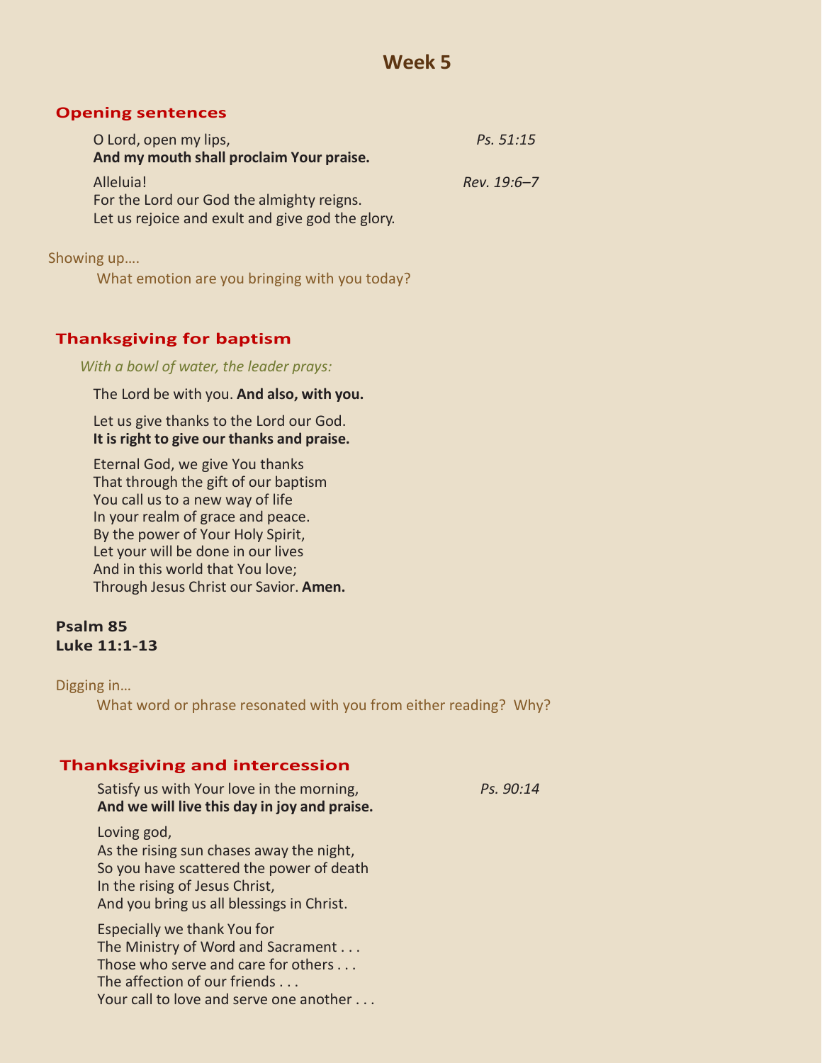# Week 5

## Opening sentences

O Lord, open my lips, *Ps. 51:15*
**And my mouth shall proclaim Your praise.**

Alleluia! *Rev. 19:6–7*
For the Lord our God the almighty reigns.
Let us rejoice and exult and give god the glory.

Showing up….

What emotion are you bringing with you today?

## Thanksgiving for baptism

*With a bowl of water, the leader prays:*

The Lord be with you. **And also, with you.**

Let us give thanks to the Lord our God.
**It is right to give our thanks and praise.**

Eternal God, we give You thanks
That through the gift of our baptism
You call us to a new way of life
In your realm of grace and peace.
By the power of Your Holy Spirit,
Let your will be done in our lives
And in this world that You love;
Through Jesus Christ our Savior. **Amen.**

**Psalm 85**
**Luke 11:1-13**

Digging in…

What word or phrase resonated with you from either reading? Why?

## Thanksgiving and intercession

Satisfy us with Your love in the morning, *Ps. 90:14*
**And we will live this day in joy and praise.**

Loving god,
As the rising sun chases away the night,
So you have scattered the power of death
In the rising of Jesus Christ,
And you bring us all blessings in Christ.

Especially we thank You for
The Ministry of Word and Sacrament . . .
Those who serve and care for others . . .
The affection of our friends . . .
Your call to love and serve one another . . .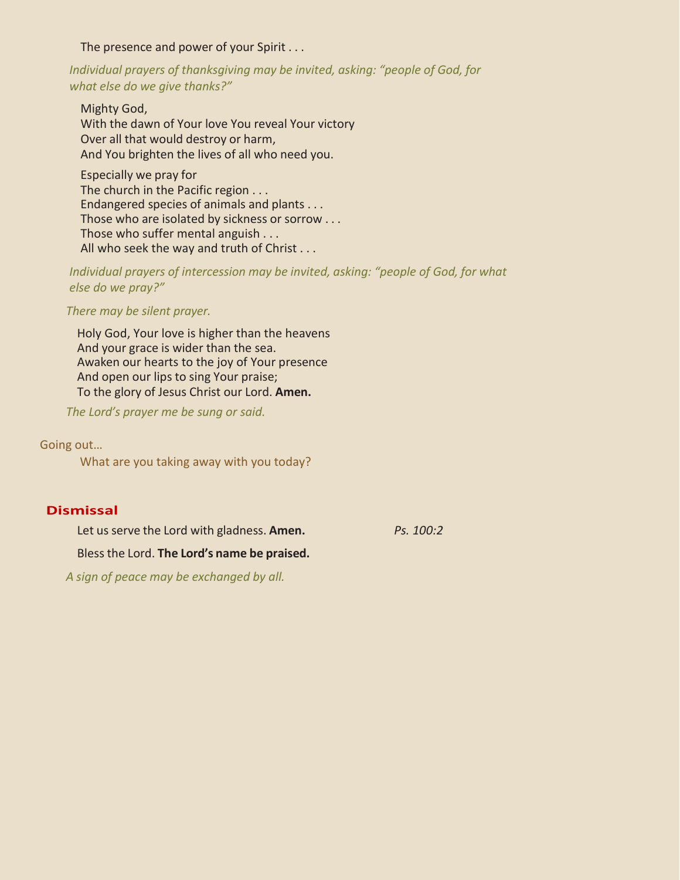The presence and power of your Spirit . . .

*Individual prayers of thanksgiving may be invited, asking: "people of God, for what else do we give thanks?"*

Mighty God,  
With the dawn of Your love You reveal Your victory  
Over all that would destroy or harm,  
And You brighten the lives of all who need you.

Especially we pray for  
The church in the Pacific region . . .  
Endangered species of animals and plants . . .  
Those who are isolated by sickness or sorrow . . .  
Those who suffer mental anguish . . .  
All who seek the way and truth of Christ . . .

*Individual prayers of intercession may be invited, asking: "people of God, for what else do we pray?"*

*There may be silent prayer.*

Holy God, Your love is higher than the heavens  
And your grace is wider than the sea.  
Awaken our hearts to the joy of Your presence  
And open our lips to sing Your praise;  
To the glory of Jesus Christ our Lord. **Amen.**

*The Lord's prayer me be sung or said.*

Going out…

What are you taking away with you today?

## Dismissal

Let us serve the Lord with gladness. **Amen.** *Ps. 100:2*

Bless the Lord. **The Lord's name be praised.**

*A sign of peace may be exchanged by all.*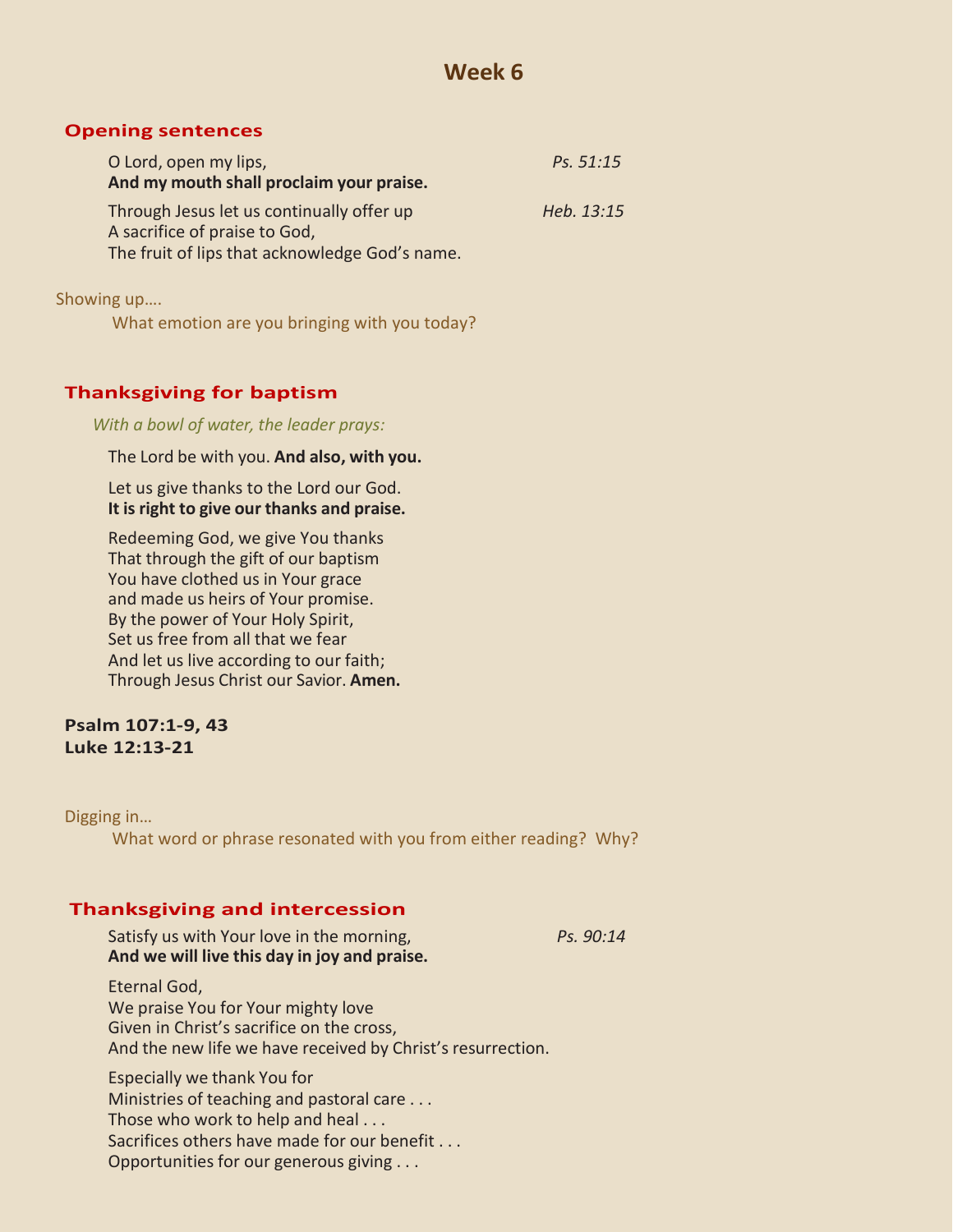# Week 6

## Opening sentences

O Lord, open my lips, *Ps. 51:15*
**And my mouth shall proclaim your praise.**

Through Jesus let us continually offer up *Heb. 13:15*
A sacrifice of praise to God,
The fruit of lips that acknowledge God's name.

Showing up….

What emotion are you bringing with you today?

## Thanksgiving for baptism

*With a bowl of water, the leader prays:*

The Lord be with you. **And also, with you.**

Let us give thanks to the Lord our God.
**It is right to give our thanks and praise.**

Redeeming God, we give You thanks
That through the gift of our baptism
You have clothed us in Your grace
and made us heirs of Your promise.
By the power of Your Holy Spirit,
Set us free from all that we fear
And let us live according to our faith;
Through Jesus Christ our Savior. **Amen.**

**Psalm 107:1-9, 43**
**Luke 12:13-21**

Digging in…

What word or phrase resonated with you from either reading? Why?

## Thanksgiving and intercession

Satisfy us with Your love in the morning, *Ps. 90:14*
**And we will live this day in joy and praise.**

Eternal God,
We praise You for Your mighty love
Given in Christ's sacrifice on the cross,
And the new life we have received by Christ's resurrection.

Especially we thank You for
Ministries of teaching and pastoral care . . .
Those who work to help and heal . . .
Sacrifices others have made for our benefit . . .
Opportunities for our generous giving . . .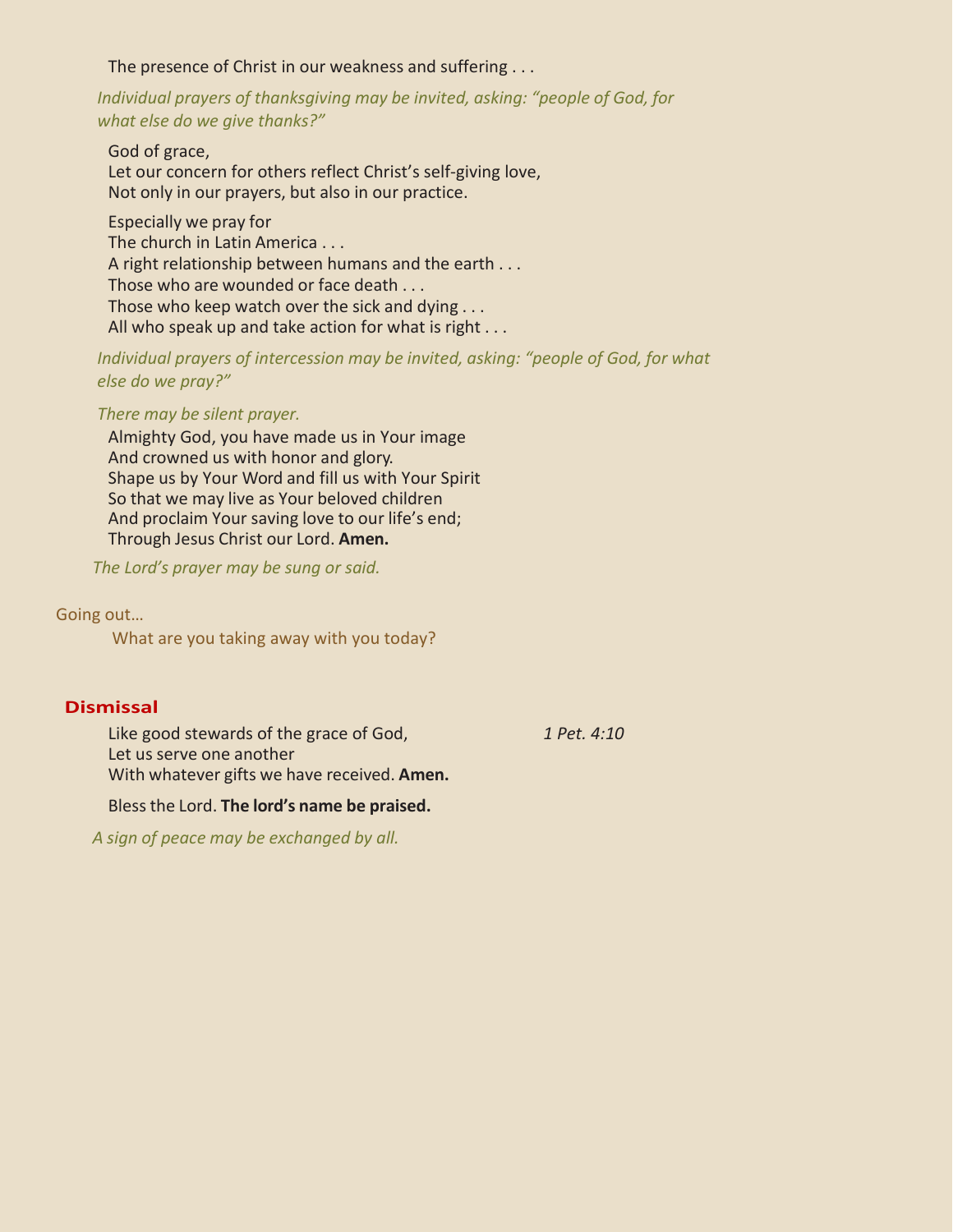The presence of Christ in our weakness and suffering . . .

*Individual prayers of thanksgiving may be invited, asking: "people of God, for what else do we give thanks?"*

God of grace,
Let our concern for others reflect Christ's self-giving love,
Not only in our prayers, but also in our practice.

Especially we pray for
The church in Latin America . . .
A right relationship between humans and the earth . . .
Those who are wounded or face death . . .
Those who keep watch over the sick and dying . . .
All who speak up and take action for what is right . . .

*Individual prayers of intercession may be invited, asking: "people of God, for what else do we pray?"*

*There may be silent prayer.*

Almighty God, you have made us in Your image
And crowned us with honor and glory.
Shape us by Your Word and fill us with Your Spirit
So that we may live as Your beloved children
And proclaim Your saving love to our life's end;
Through Jesus Christ our Lord. **Amen.**

*The Lord's prayer may be sung or said.*

Going out…

What are you taking away with you today?

## Dismissal

Like good stewards of the grace of God, *1 Pet. 4:10*
Let us serve one another
With whatever gifts we have received. **Amen.**

Bless the Lord. **The lord's name be praised.**

*A sign of peace may be exchanged by all.*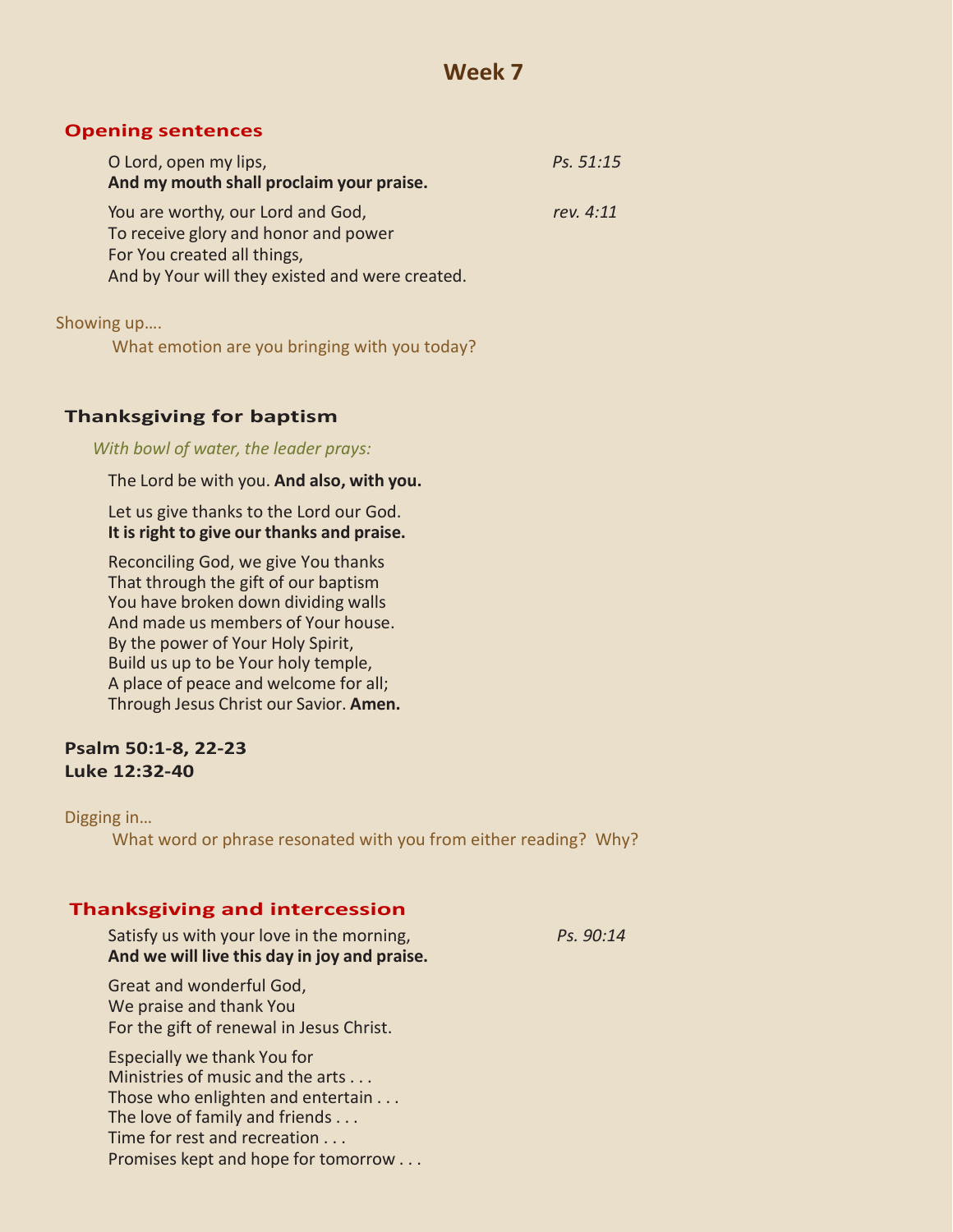# Week 7

## Opening sentences

O Lord, open my lips, *Ps. 51:15*
**And my mouth shall proclaim your praise.**

You are worthy, our Lord and God, *rev. 4:11*
To receive glory and honor and power
For You created all things,
And by Your will they existed and were created.

Showing up….
What emotion are you bringing with you today?

## Thanksgiving for baptism

*With bowl of water, the leader prays:*

The Lord be with you. **And also, with you.**

Let us give thanks to the Lord our God.
**It is right to give our thanks and praise.**

Reconciling God, we give You thanks
That through the gift of our baptism
You have broken down dividing walls
And made us members of Your house.
By the power of Your Holy Spirit,
Build us up to be Your holy temple,
A place of peace and welcome for all;
Through Jesus Christ our Savior. **Amen.**

**Psalm 50:1-8, 22-23**
**Luke 12:32-40**

Digging in…
What word or phrase resonated with you from either reading? Why?

## Thanksgiving and intercession

Satisfy us with your love in the morning, *Ps. 90:14*
**And we will live this day in joy and praise.**

Great and wonderful God,
We praise and thank You
For the gift of renewal in Jesus Christ.

Especially we thank You for
Ministries of music and the arts . . .
Those who enlighten and entertain . . .
The love of family and friends . . .
Time for rest and recreation . . .
Promises kept and hope for tomorrow . . .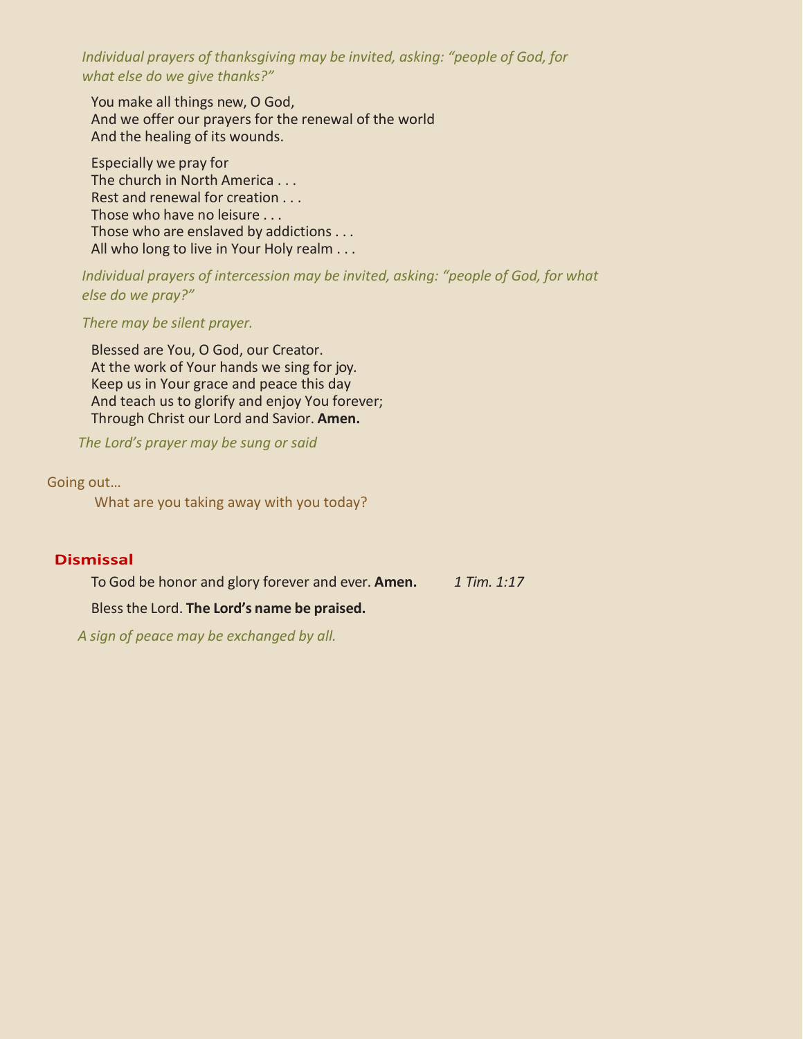*Individual prayers of thanksgiving may be invited, asking: "people of God, for what else do we give thanks?"*

You make all things new, O God,
And we offer our prayers for the renewal of the world
And the healing of its wounds.

Especially we pray for
The church in North America . . .
Rest and renewal for creation . . .
Those who have no leisure . . .
Those who are enslaved by addictions . . .
All who long to live in Your Holy realm . . .

*Individual prayers of intercession may be invited, asking: "people of God, for what else do we pray?"*

*There may be silent prayer.*

Blessed are You, O God, our Creator.
At the work of Your hands we sing for joy.
Keep us in Your grace and peace this day
And teach us to glorify and enjoy You forever;
Through Christ our Lord and Savior. **Amen.**

*The Lord's prayer may be sung or said*

Going out…

What are you taking away with you today?

## Dismissal

To God be honor and glory forever and ever. **Amen.** *1 Tim. 1:17*

Bless the Lord. **The Lord's name be praised.**

*A sign of peace may be exchanged by all.*